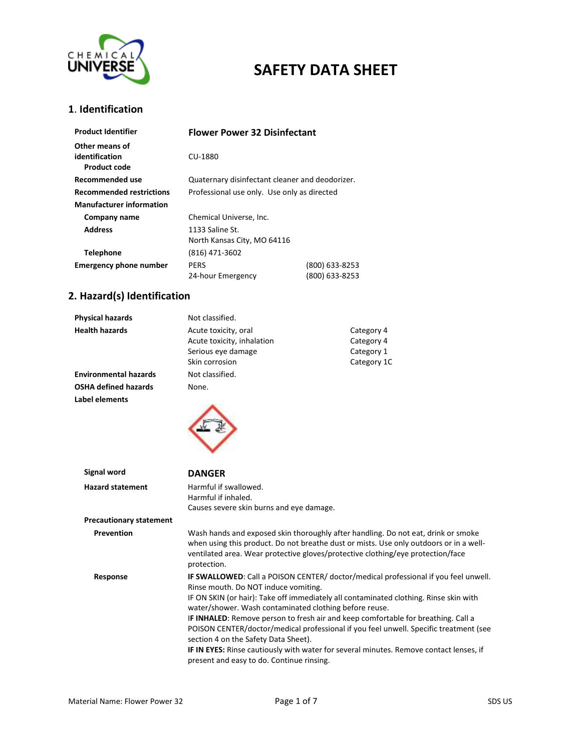# SAFETY DATA SHEET

## 1. Identification

| | | |
|---|---|---|
| **Product Identifier** | **Flower Power 32 Disinfectant** | |
| **Other means of identification** | | |
| **Product code** | CU-1880 | |
| **Recommended use** | Quaternary disinfectant cleaner and deodorizer. | |
| **Recommended restrictions** | Professional use only. Use only as directed | |
| **Manufacturer information** | | |
| **Company name** | Chemical Universe, Inc. | |
| **Address** | 1133 Saline St.<br>North Kansas City, MO 64116 | |
| **Telephone** | (816) 471-3602 | |
| **Emergency phone number** | PERS | (800) 633-8253 |
| | 24-hour Emergency | (800) 633-8253 |

## 2. Hazard(s) Identification

| | | |
|---|---|---|
| **Physical hazards** | Not classified. | |
| **Health hazards** | Acute toxicity, oral | Category 4 |
| | Acute toxicity, inhalation | Category 4 |
| | Serious eye damage | Category 1 |
| | Skin corrosion | Category 1C |
| **Environmental hazards** | Not classified. | |
| **OSHA defined hazards** | None. | |
| **Label elements** | | |

**Signal word** **DANGER**

**Hazard statement**

Harmful if swallowed.
Harmful if inhaled.
Causes severe skin burns and eye damage.

**Precautionary statement**

**Prevention**

Wash hands and exposed skin thoroughly after handling. Do not eat, drink or smoke when using this product. Do not breathe dust or mists. Use only outdoors or in a well-ventilated area. Wear protective gloves/protective clothing/eye protection/face protection.

**Response**

**IF SWALLOWED**: Call a POISON CENTER/ doctor/medical professional if you feel unwell. Rinse mouth. Do NOT induce vomiting.
IF ON SKIN (or hair): Take off immediately all contaminated clothing. Rinse skin with water/shower. Wash contaminated clothing before reuse.
**IF INHALED**: Remove person to fresh air and keep comfortable for breathing. Call a POISON CENTER/doctor/medical professional if you feel unwell. Specific treatment (see section 4 on the Safety Data Sheet).
**IF IN EYES:** Rinse cautiously with water for several minutes. Remove contact lenses, if present and easy to do. Continue rinsing.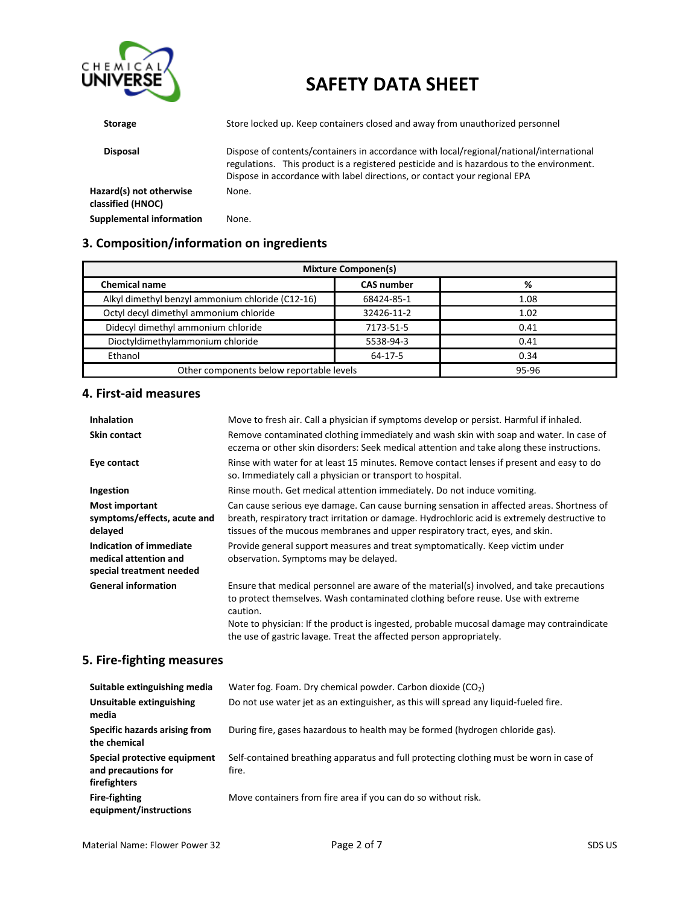| | |
|---|---|
| **Storage** | Store locked up. Keep containers closed and away from unauthorized personnel |
| **Disposal** | Dispose of contents/containers in accordance with local/regional/national/international regulations. This product is a registered pesticide and is hazardous to the environment. Dispose in accordance with label directions, or contact your regional EPA |
| **Hazard(s) not otherwise classified (HNOC)** | None. |
| **Supplemental information** | None. |

## 3. Composition/information on ingredients

| Mixture Componen(s) | | |
|---|---|---|
| **Chemical name** | **CAS number** | **%** |
| Alkyl dimethyl benzyl ammonium chloride (C12-16) | 68424-85-1 | 1.08 |
| Octyl decyl dimethyl ammonium chloride | 32426-11-2 | 1.02 |
| Didecyl dimethyl ammonium chloride | 7173-51-5 | 0.41 |
| Dioctyldimethylammonium chloride | 5538-94-3 | 0.41 |
| Ethanol | 64-17-5 | 0.34 |
| Other components below reportable levels | | 95-96 |

## 4. First-aid measures

| | |
|---|---|
| **Inhalation** | Move to fresh air. Call a physician if symptoms develop or persist. Harmful if inhaled. |
| **Skin contact** | Remove contaminated clothing immediately and wash skin with soap and water. In case of eczema or other skin disorders: Seek medical attention and take along these instructions. |
| **Eye contact** | Rinse with water for at least 15 minutes. Remove contact lenses if present and easy to do so. Immediately call a physician or transport to hospital. |
| **Ingestion** | Rinse mouth. Get medical attention immediately. Do not induce vomiting. |
| **Most important symptoms/effects, acute and delayed** | Can cause serious eye damage. Can cause burning sensation in affected areas. Shortness of breath, respiratory tract irritation or damage. Hydrochloric acid is extremely destructive to tissues of the mucous membranes and upper respiratory tract, eyes, and skin. |
| **Indication of immediate medical attention and special treatment needed** | Provide general support measures and treat symptomatically. Keep victim under observation. Symptoms may be delayed. |
| **General information** | Ensure that medical personnel are aware of the material(s) involved, and take precautions to protect themselves. Wash contaminated clothing before reuse. Use with extreme caution.<br>Note to physician: If the product is ingested, probable mucosal damage may contraindicate the use of gastric lavage. Treat the affected person appropriately. |

## 5. Fire-fighting measures

| | |
|---|---|
| **Suitable extinguishing media** | Water fog. Foam. Dry chemical powder. Carbon dioxide ($CO_2$) |
| **Unsuitable extinguishing media** | Do not use water jet as an extinguisher, as this will spread any liquid-fueled fire. |
| **Specific hazards arising from the chemical** | During fire, gases hazardous to health may be formed (hydrogen chloride gas). |
| **Special protective equipment and precautions for firefighters** | Self-contained breathing apparatus and full protecting clothing must be worn in case of fire. |
| **Fire-fighting equipment/instructions** | Move containers from fire area if you can do so without risk. |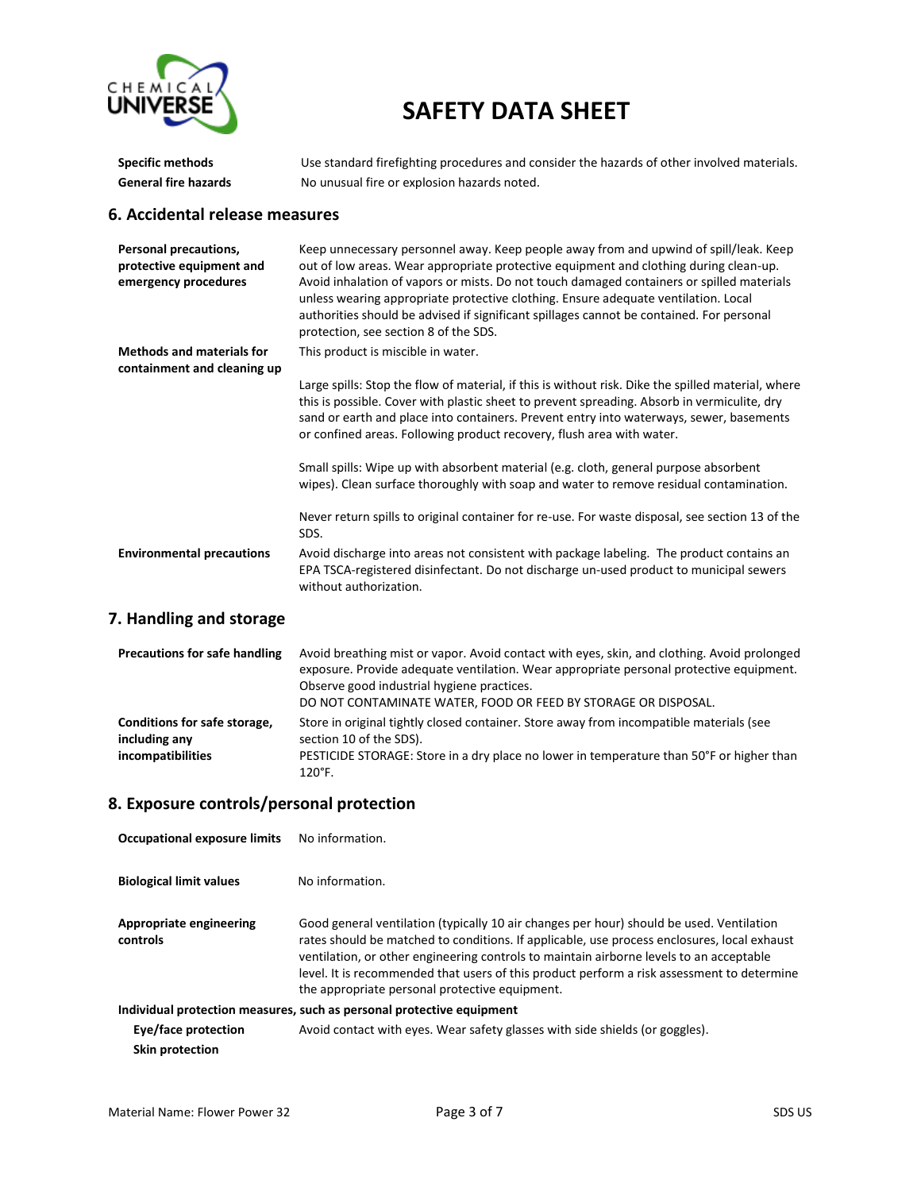| | |
|---|---|
| **Specific methods** | Use standard firefighting procedures and consider the hazards of other involved materials. |
| **General fire hazards** | No unusual fire or explosion hazards noted. |

## 6. Accidental release measures

| | |
|---|---|
| **Personal precautions, protective equipment and emergency procedures** | Keep unnecessary personnel away. Keep people away from and upwind of spill/leak. Keep out of low areas. Wear appropriate protective equipment and clothing during clean-up. Avoid inhalation of vapors or mists. Do not touch damaged containers or spilled materials unless wearing appropriate protective clothing. Ensure adequate ventilation. Local authorities should be advised if significant spillages cannot be contained. For personal protection, see section 8 of the SDS. |
| **Methods and materials for containment and cleaning up** | This product is miscible in water.<br><br>Large spills: Stop the flow of material, if this is without risk. Dike the spilled material, where this is possible. Cover with plastic sheet to prevent spreading. Absorb in vermiculite, dry sand or earth and place into containers. Prevent entry into waterways, sewer, basements or confined areas. Following product recovery, flush area with water.<br><br>Small spills: Wipe up with absorbent material (e.g. cloth, general purpose absorbent wipes). Clean surface thoroughly with soap and water to remove residual contamination.<br><br>Never return spills to original container for re-use. For waste disposal, see section 13 of the SDS. |
| **Environmental precautions** | Avoid discharge into areas not consistent with package labeling. The product contains an EPA TSCA-registered disinfectant. Do not discharge un-used product to municipal sewers without authorization. |

## 7. Handling and storage

| | |
|---|---|
| **Precautions for safe handling** | Avoid breathing mist or vapor. Avoid contact with eyes, skin, and clothing. Avoid prolonged exposure. Provide adequate ventilation. Wear appropriate personal protective equipment. Observe good industrial hygiene practices.<br>DO NOT CONTAMINATE WATER, FOOD OR FEED BY STORAGE OR DISPOSAL. |
| **Conditions for safe storage, including any incompatibilities** | Store in original tightly closed container. Store away from incompatible materials (see section 10 of the SDS).<br>PESTICIDE STORAGE: Store in a dry place no lower in temperature than 50°F or higher than 120°F. |

## 8. Exposure controls/personal protection

| | |
|---|---|
| **Occupational exposure limits** | No information. |
| **Biological limit values** | No information. |
| **Appropriate engineering controls** | Good general ventilation (typically 10 air changes per hour) should be used. Ventilation rates should be matched to conditions. If applicable, use process enclosures, local exhaust ventilation, or other engineering controls to maintain airborne levels to an acceptable level. It is recommended that users of this product perform a risk assessment to determine the appropriate personal protective equipment. |

**Individual protection measures, such as personal protective equipment**

| | |
|---|---|
| **Eye/face protection** | Avoid contact with eyes. Wear safety glasses with side shields (or goggles). |
| **Skin protection** | |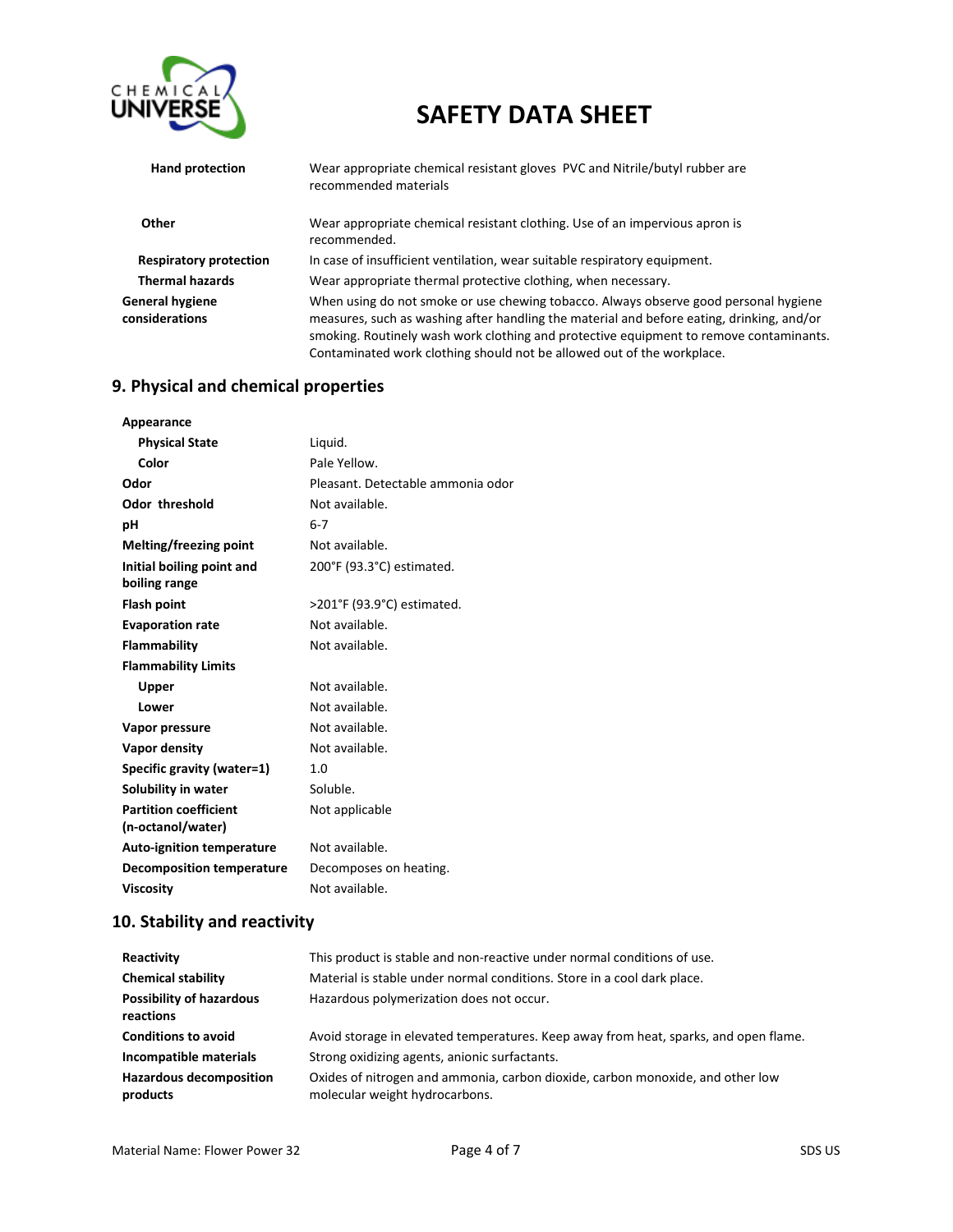| | |
|---|---|
| **Hand protection** | Wear appropriate chemical resistant gloves PVC and Nitrile/butyl rubber are recommended materials |
| **Other** | Wear appropriate chemical resistant clothing. Use of an impervious apron is recommended. |
| **Respiratory protection** | In case of insufficient ventilation, wear suitable respiratory equipment. |
| **Thermal hazards** | Wear appropriate thermal protective clothing, when necessary. |
| **General hygiene considerations** | When using do not smoke or use chewing tobacco. Always observe good personal hygiene measures, such as washing after handling the material and before eating, drinking, and/or smoking. Routinely wash work clothing and protective equipment to remove contaminants. Contaminated work clothing should not be allowed out of the workplace. |

## 9. Physical and chemical properties

| | |
|---|---|
| **Appearance** | |
| **Physical State** | Liquid. |
| **Color** | Pale Yellow. |
| **Odor** | Pleasant. Detectable ammonia odor |
| **Odor threshold** | Not available. |
| **pH** | 6-7 |
| **Melting/freezing point** | Not available. |
| **Initial boiling point and boiling range** | 200°F (93.3°C) estimated. |
| **Flash point** | >201°F (93.9°C) estimated. |
| **Evaporation rate** | Not available. |
| **Flammability** | Not available. |
| **Flammability Limits** | |
| **Upper** | Not available. |
| **Lower** | Not available. |
| **Vapor pressure** | Not available. |
| **Vapor density** | Not available. |
| **Specific gravity (water=1)** | 1.0 |
| **Solubility in water** | Soluble. |
| **Partition coefficient (n-octanol/water)** | Not applicable |
| **Auto-ignition temperature** | Not available. |
| **Decomposition temperature** | Decomposes on heating. |
| **Viscosity** | Not available. |

## 10. Stability and reactivity

| | |
|---|---|
| **Reactivity** | This product is stable and non-reactive under normal conditions of use. |
| **Chemical stability** | Material is stable under normal conditions. Store in a cool dark place. |
| **Possibility of hazardous reactions** | Hazardous polymerization does not occur. |
| **Conditions to avoid** | Avoid storage in elevated temperatures. Keep away from heat, sparks, and open flame. |
| **Incompatible materials** | Strong oxidizing agents, anionic surfactants. |
| **Hazardous decomposition products** | Oxides of nitrogen and ammonia, carbon dioxide, carbon monoxide, and other low molecular weight hydrocarbons. |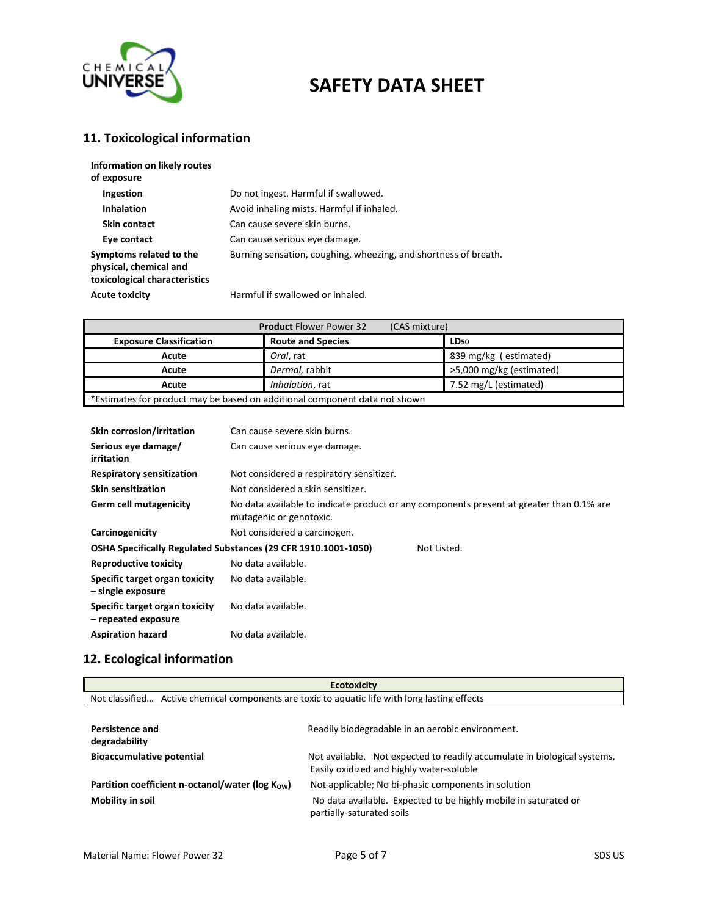## 11. Toxicological information

**Information on likely routes of exposure**

| | |
|---|---|
| **Ingestion** | Do not ingest. Harmful if swallowed. |
| **Inhalation** | Avoid inhaling mists. Harmful if inhaled. |
| **Skin contact** | Can cause severe skin burns. |
| **Eye contact** | Can cause serious eye damage. |
| **Symptoms related to the physical, chemical and toxicological characteristics** | Burning sensation, coughing, wheezing, and shortness of breath. |
| **Acute toxicity** | Harmful if swallowed or inhaled. |

| **Product** Flower Power 32 (CAS mixture) | | |
|---|---|---|
| **Exposure Classification** | **Route and Species** | **$LD_{50}$** |
| Acute | *Oral*, rat | 839 mg/kg ( estimated) |
| Acute | *Dermal,* rabbit | >5,000 mg/kg (estimated) |
| Acute | *Inhalation*, rat | 7.52 mg/L (estimated) |
| *Estimates for product may be based on additional component data not shown | | |

| | |
|---|---|
| **Skin corrosion/irritation** | Can cause severe skin burns. |
| **Serious eye damage/ irritation** | Can cause serious eye damage. |
| **Respiratory sensitization** | Not considered a respiratory sensitizer. |
| **Skin sensitization** | Not considered a skin sensitizer. |
| **Germ cell mutagenicity** | No data available to indicate product or any components present at greater than 0.1% are mutagenic or genotoxic. |
| **Carcinogenicity** | Not considered a carcinogen. |
| **OSHA Specifically Regulated Substances (29 CFR 1910.1001-1050)** | Not Listed. |
| **Reproductive toxicity** | No data available. |
| **Specific target organ toxicity – single exposure** | No data available. |
| **Specific target organ toxicity – repeated exposure** | No data available. |
| **Aspiration hazard** | No data available. |

## 12. Ecological information

| **Ecotoxicity** |
|---|
| Not classified… Active chemical components are toxic to aquatic life with long lasting effects |

| | |
|---|---|
| **Persistence and degradability** | Readily biodegradable in an aerobic environment. |
| **Bioaccumulative potential** | Not available. Not expected to readily accumulate in biological systems. Easily oxidized and highly water-soluble |
| **Partition coefficient n-octanol/water (log $K_{OW}$)** | Not applicable; No bi-phasic components in solution |
| **Mobility in soil** | No data available. Expected to be highly mobile in saturated or partially-saturated soils |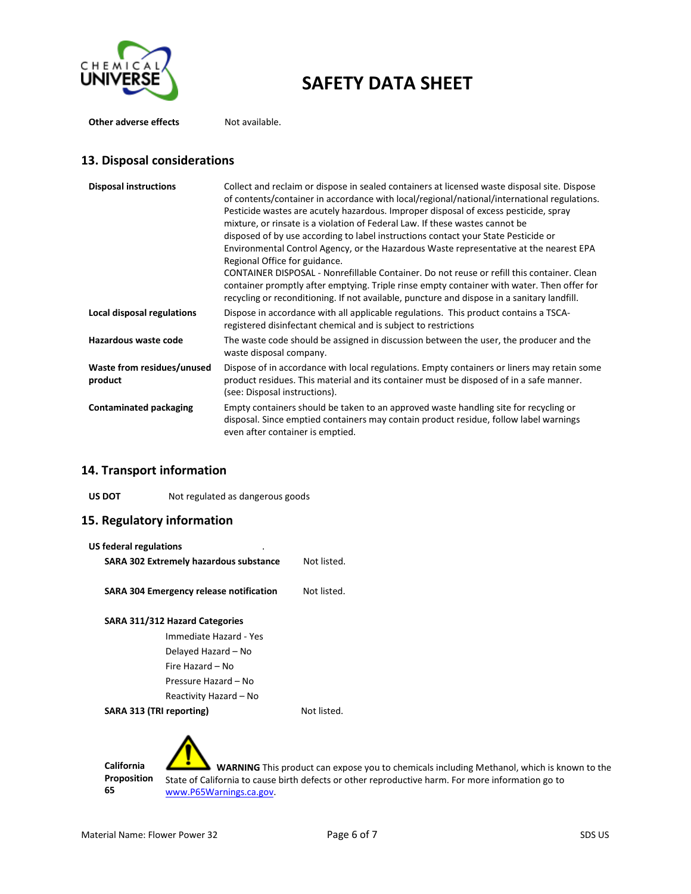**SAFETY DATA SHEET**

| | |
|---|---|
| **Other adverse effects** | Not available. |

## 13. Disposal considerations

| | |
|---|---|
| **Disposal instructions** | Collect and reclaim or dispose in sealed containers at licensed waste disposal site. Dispose of contents/container in accordance with local/regional/national/international regulations. Pesticide wastes are acutely hazardous. Improper disposal of excess pesticide, spray mixture, or rinsate is a violation of Federal Law. If these wastes cannot be disposed of by use according to label instructions contact your State Pesticide or Environmental Control Agency, or the Hazardous Waste representative at the nearest EPA Regional Office for guidance. CONTAINER DISPOSAL - Nonrefillable Container. Do not reuse or refill this container. Clean container promptly after emptying. Triple rinse empty container with water. Then offer for recycling or reconditioning. If not available, puncture and dispose in a sanitary landfill. |
| **Local disposal regulations** | Dispose in accordance with all applicable regulations. This product contains a TSCA-registered disinfectant chemical and is subject to restrictions |
| **Hazardous waste code** | The waste code should be assigned in discussion between the user, the producer and the waste disposal company. |
| **Waste from residues/unused product** | Dispose of in accordance with local regulations. Empty containers or liners may retain some product residues. This material and its container must be disposed of in a safe manner. (see: Disposal instructions). |
| **Contaminated packaging** | Empty containers should be taken to an approved waste handling site for recycling or disposal. Since emptied containers may contain product residue, follow label warnings even after container is emptied. |

## 14. Transport information

**US DOT** Not regulated as dangerous goods

## 15. Regulatory information

**US federal regulations**

| | |
|---|---|
| **SARA 302 Extremely hazardous substance** | Not listed. |
| **SARA 304 Emergency release notification** | Not listed. |

**SARA 311/312 Hazard Categories**

- Immediate Hazard - Yes
- Delayed Hazard – No
- Fire Hazard – No
- Pressure Hazard – No
- Reactivity Hazard – No

| | |
|---|---|
| **SARA 313 (TRI reporting)** | Not listed. |

**California Proposition 65**

**WARNING** This product can expose you to chemicals including Methanol, which is known to the State of California to cause birth defects or other reproductive harm. For more information go to www.P65Warnings.ca.gov.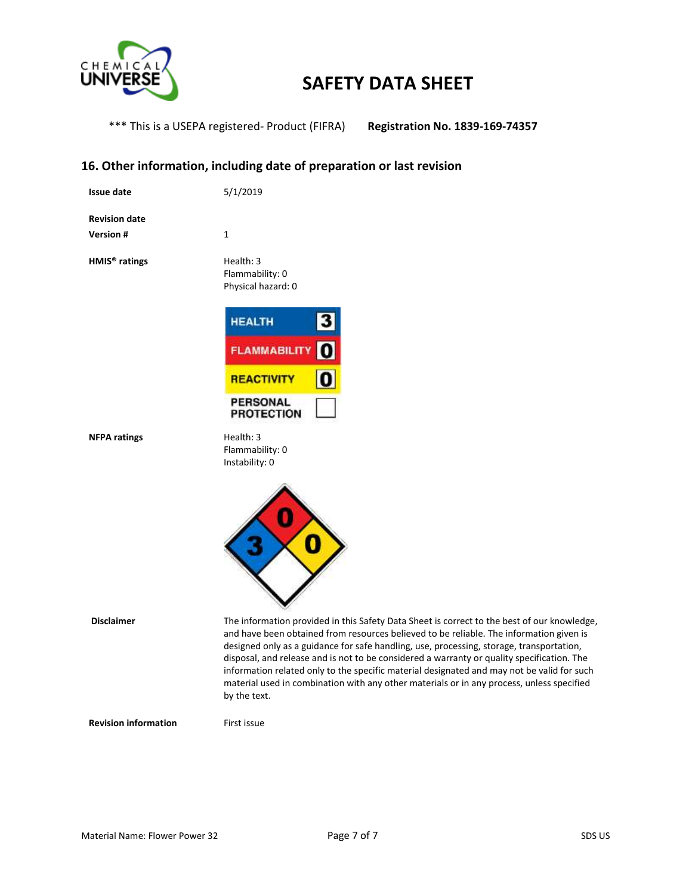# SAFETY DATA SHEET

*** This is a USEPA registered- Product (FIFRA) **Registration No. 1839-169-74357**

## 16. Other information, including date of preparation or last revision

| | |
|---|---|
| **Issue date** | 5/1/2019 |
| **Revision date** | |
| **Version #** | 1 |
| **HMIS® ratings** | Health: 3<br>Flammability: 0<br>Physical hazard: 0 |

HEALTH 3
FLAMMABILITY 0
REACTIVITY 0
PERSONAL PROTECTION

| | |
|---|---|
| **NFPA ratings** | Health: 3<br>Flammability: 0<br>Instability: 0 |

0
3
0

| | |
|---|---|
| **Disclaimer** | The information provided in this Safety Data Sheet is correct to the best of our knowledge, and have been obtained from resources believed to be reliable. The information given is designed only as a guidance for safe handling, use, processing, storage, transportation, disposal, and release and is not to be considered a warranty or quality specification. The information related only to the specific material designated and may not be valid for such material used in combination with any other materials or in any process, unless specified by the text. |
| **Revision information** | First issue |